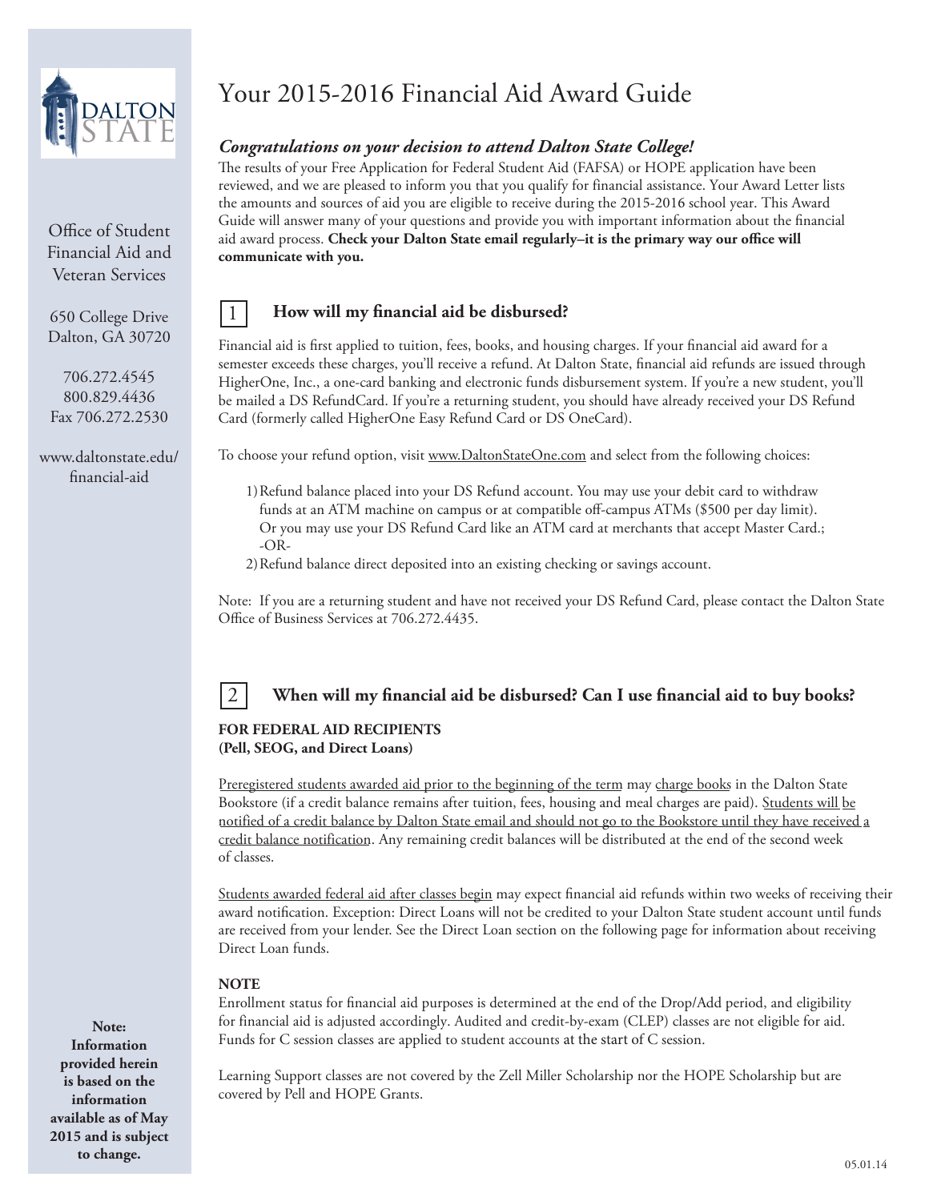# Your 2015-2016 Financial Aid Award Guide

Office of Student Financial Aid and Veteran Services

650 College Drive
Dalton, GA 30720

706.272.4545
800.829.4436
Fax 706.272.2530

www.daltonstate.edu/financial-aid

***Congratulations on your decision to attend Dalton State College!***

The results of your Free Application for Federal Student Aid (FAFSA) or HOPE application have been reviewed, and we are pleased to inform you that you qualify for financial assistance. Your Award Letter lists the amounts and sources of aid you are eligible to receive during the 2015-2016 school year. This Award Guide will answer many of your questions and provide you with important information about the financial aid award process. **Check your Dalton State email regularly–it is the primary way our office will communicate with you.**

## 1 How will my financial aid be disbursed?

Financial aid is first applied to tuition, fees, books, and housing charges. If your financial aid award for a semester exceeds these charges, you'll receive a refund. At Dalton State, financial aid refunds are issued through HigherOne, Inc., a one-card banking and electronic funds disbursement system. If you're a new student, you'll be mailed a DS RefundCard. If you're a returning student, you should have already received your DS Refund Card (formerly called HigherOne Easy Refund Card or DS OneCard).

To choose your refund option, visit www.DaltonStateOne.com and select from the following choices:

1) Refund balance placed into your DS Refund account. You may use your debit card to withdraw funds at an ATM machine on campus or at compatible off-campus ATMs ($500 per day limit). Or you may use your DS Refund Card like an ATM card at merchants that accept Master Card.; -OR-
2) Refund balance direct deposited into an existing checking or savings account.

Note: If you are a returning student and have not received your DS Refund Card, please contact the Dalton State Office of Business Services at 706.272.4435.

## 2 When will my financial aid be disbursed? Can I use financial aid to buy books?

**FOR FEDERAL AID RECIPIENTS**
**(Pell, SEOG, and Direct Loans)**

Preregistered students awarded aid prior to the beginning of the term may charge books in the Dalton State Bookstore (if a credit balance remains after tuition, fees, housing and meal charges are paid). Students will be notified of a credit balance by Dalton State email and should not go to the Bookstore until they have received a credit balance notification. Any remaining credit balances will be distributed at the end of the second week of classes.

Students awarded federal aid after classes begin may expect financial aid refunds within two weeks of receiving their award notification. Exception: Direct Loans will not be credited to your Dalton State student account until funds are received from your lender. See the Direct Loan section on the following page for information about receiving Direct Loan funds.

**NOTE**

Enrollment status for financial aid purposes is determined at the end of the Drop/Add period, and eligibility for financial aid is adjusted accordingly. Audited and credit-by-exam (CLEP) classes are not eligible for aid. Funds for C session classes are applied to student accounts at the start of C session.

Learning Support classes are not covered by the Zell Miller Scholarship nor the HOPE Scholarship but are covered by Pell and HOPE Grants.

**Note: Information provided herein is based on the information available as of May 2015 and is subject to change.**

05.01.14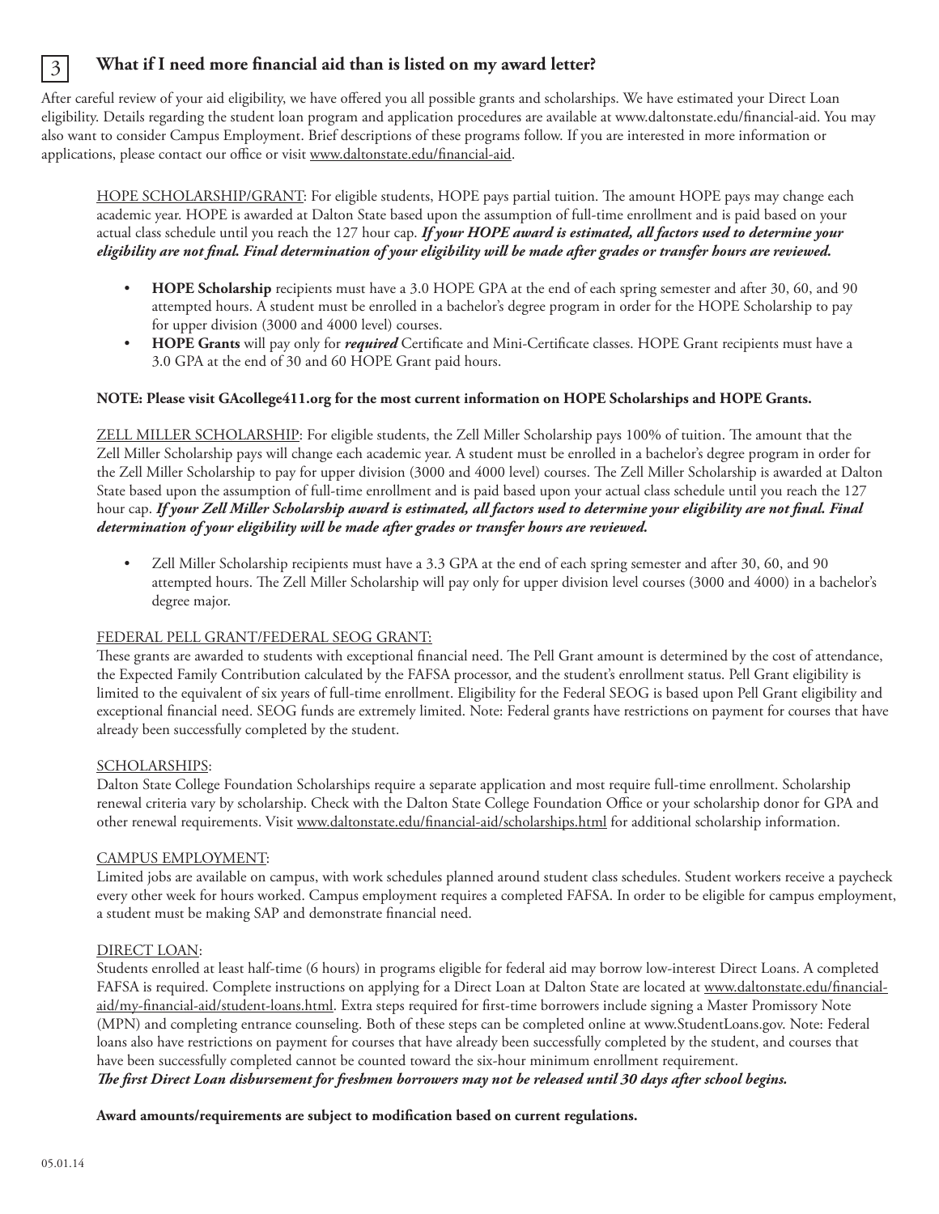## 3 What if I need more financial aid than is listed on my award letter?

After careful review of your aid eligibility, we have offered you all possible grants and scholarships. We have estimated your Direct Loan eligibility. Details regarding the student loan program and application procedures are available at www.daltonstate.edu/financial-aid. You may also want to consider Campus Employment. Brief descriptions of these programs follow. If you are interested in more information or applications, please contact our office or visit www.daltonstate.edu/financial-aid.

HOPE SCHOLARSHIP/GRANT: For eligible students, HOPE pays partial tuition. The amount HOPE pays may change each academic year. HOPE is awarded at Dalton State based upon the assumption of full-time enrollment and is paid based on your actual class schedule until you reach the 127 hour cap. ***If your HOPE award is estimated, all factors used to determine your eligibility are not final. Final determination of your eligibility will be made after grades or transfer hours are reviewed.***

- **HOPE Scholarship** recipients must have a 3.0 HOPE GPA at the end of each spring semester and after 30, 60, and 90 attempted hours. A student must be enrolled in a bachelor's degree program in order for the HOPE Scholarship to pay for upper division (3000 and 4000 level) courses.
- **HOPE Grants** will pay only for ***required*** Certificate and Mini-Certificate classes. HOPE Grant recipients must have a 3.0 GPA at the end of 30 and 60 HOPE Grant paid hours.

**NOTE: Please visit GAcollege411.org for the most current information on HOPE Scholarships and HOPE Grants.**

ZELL MILLER SCHOLARSHIP: For eligible students, the Zell Miller Scholarship pays 100% of tuition. The amount that the Zell Miller Scholarship pays will change each academic year. A student must be enrolled in a bachelor's degree program in order for the Zell Miller Scholarship to pay for upper division (3000 and 4000 level) courses. The Zell Miller Scholarship is awarded at Dalton State based upon the assumption of full-time enrollment and is paid based upon your actual class schedule until you reach the 127 hour cap. ***If your Zell Miller Scholarship award is estimated, all factors used to determine your eligibility are not final. Final determination of your eligibility will be made after grades or transfer hours are reviewed.***

- Zell Miller Scholarship recipients must have a 3.3 GPA at the end of each spring semester and after 30, 60, and 90 attempted hours. The Zell Miller Scholarship will pay only for upper division level courses (3000 and 4000) in a bachelor's degree major.

FEDERAL PELL GRANT/FEDERAL SEOG GRANT:
These grants are awarded to students with exceptional financial need. The Pell Grant amount is determined by the cost of attendance, the Expected Family Contribution calculated by the FAFSA processor, and the student's enrollment status. Pell Grant eligibility is limited to the equivalent of six years of full-time enrollment. Eligibility for the Federal SEOG is based upon Pell Grant eligibility and exceptional financial need. SEOG funds are extremely limited. Note: Federal grants have restrictions on payment for courses that have already been successfully completed by the student.

SCHOLARSHIPS:
Dalton State College Foundation Scholarships require a separate application and most require full-time enrollment. Scholarship renewal criteria vary by scholarship. Check with the Dalton State College Foundation Office or your scholarship donor for GPA and other renewal requirements. Visit www.daltonstate.edu/financial-aid/scholarships.html for additional scholarship information.

CAMPUS EMPLOYMENT:
Limited jobs are available on campus, with work schedules planned around student class schedules. Student workers receive a paycheck every other week for hours worked. Campus employment requires a completed FAFSA. In order to be eligible for campus employment, a student must be making SAP and demonstrate financial need.

DIRECT LOAN:
Students enrolled at least half-time (6 hours) in programs eligible for federal aid may borrow low-interest Direct Loans. A completed FAFSA is required. Complete instructions on applying for a Direct Loan at Dalton State are located at www.daltonstate.edu/financial-aid/my-financial-aid/student-loans.html. Extra steps required for first-time borrowers include signing a Master Promissory Note (MPN) and completing entrance counseling. Both of these steps can be completed online at www.StudentLoans.gov. Note: Federal loans also have restrictions on payment for courses that have already been successfully completed by the student, and courses that have been successfully completed cannot be counted toward the six-hour minimum enrollment requirement.
***The first Direct Loan disbursement for freshmen borrowers may not be released until 30 days after school begins.***

**Award amounts/requirements are subject to modification based on current regulations.**

05.01.14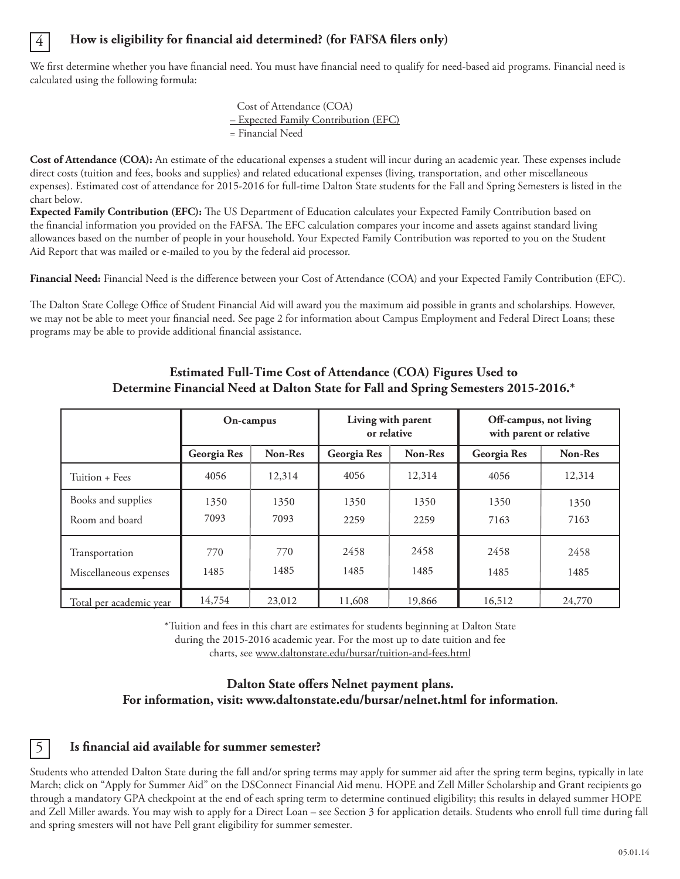## 4 How is eligibility for financial aid determined? (for FAFSA filers only)

We first determine whether you have financial need. You must have financial need to qualify for need-based aid programs. Financial need is calculated using the following formula:

Cost of Attendance (COA)
– Expected Family Contribution (EFC)
= Financial Need

**Cost of Attendance (COA):** An estimate of the educational expenses a student will incur during an academic year. These expenses include direct costs (tuition and fees, books and supplies) and related educational expenses (living, transportation, and other miscellaneous expenses). Estimated cost of attendance for 2015-2016 for full-time Dalton State students for the Fall and Spring Semesters is listed in the chart below.

**Expected Family Contribution (EFC):** The US Department of Education calculates your Expected Family Contribution based on the financial information you provided on the FAFSA. The EFC calculation compares your income and assets against standard living allowances based on the number of people in your household. Your Expected Family Contribution was reported to you on the Student Aid Report that was mailed or e-mailed to you by the federal aid processor.

**Financial Need:** Financial Need is the difference between your Cost of Attendance (COA) and your Expected Family Contribution (EFC).

The Dalton State College Office of Student Financial Aid will award you the maximum aid possible in grants and scholarships. However, we may not be able to meet your financial need. See page 2 for information about Campus Employment and Federal Direct Loans; these programs may be able to provide additional financial assistance.

### Estimated Full-Time Cost of Attendance (COA) Figures Used to Determine Financial Need at Dalton State for Fall and Spring Semesters 2015-2016.*

| | On-campus | | Living with parent or relative | | Off-campus, not living with parent or relative | |
|---|---|---|---|---|---|---|
| | Georgia Res | Non-Res | Georgia Res | Non-Res | Georgia Res | Non-Res |
| Tuition + Fees | 4056 | 12,314 | 4056 | 12,314 | 4056 | 12,314 |
| Books and supplies | 1350 | 1350 | 1350 | 1350 | 1350 | 1350 |
| Room and board | 7093 | 7093 | 2259 | 2259 | 7163 | 7163 |
| Transportation | 770 | 770 | 2458 | 2458 | 2458 | 2458 |
| Miscellaneous expenses | 1485 | 1485 | 1485 | 1485 | 1485 | 1485 |
| Total per academic year | 14,754 | 23,012 | 11,608 | 19,866 | 16,512 | 24,770 |

*Tuition and fees in this chart are estimates for students beginning at Dalton State during the 2015-2016 academic year. For the most up to date tuition and fee charts, see www.daltonstate.edu/bursar/tuition-and-fees.html

**Dalton State offers Nelnet payment plans.**
**For information, visit: www.daltonstate.edu/bursar/nelnet.html for information.**

## 5 Is financial aid available for summer semester?

Students who attended Dalton State during the fall and/or spring terms may apply for summer aid after the spring term begins, typically in late March; click on "Apply for Summer Aid" on the DSConnect Financial Aid menu. HOPE and Zell Miller Scholarship and Grant recipients go through a mandatory GPA checkpoint at the end of each spring term to determine continued eligibility; this results in delayed summer HOPE and Zell Miller awards. You may wish to apply for a Direct Loan – see Section 3 for application details. Students who enroll full time during fall and spring smesters will not have Pell grant eligibility for summer semester.

05.01.14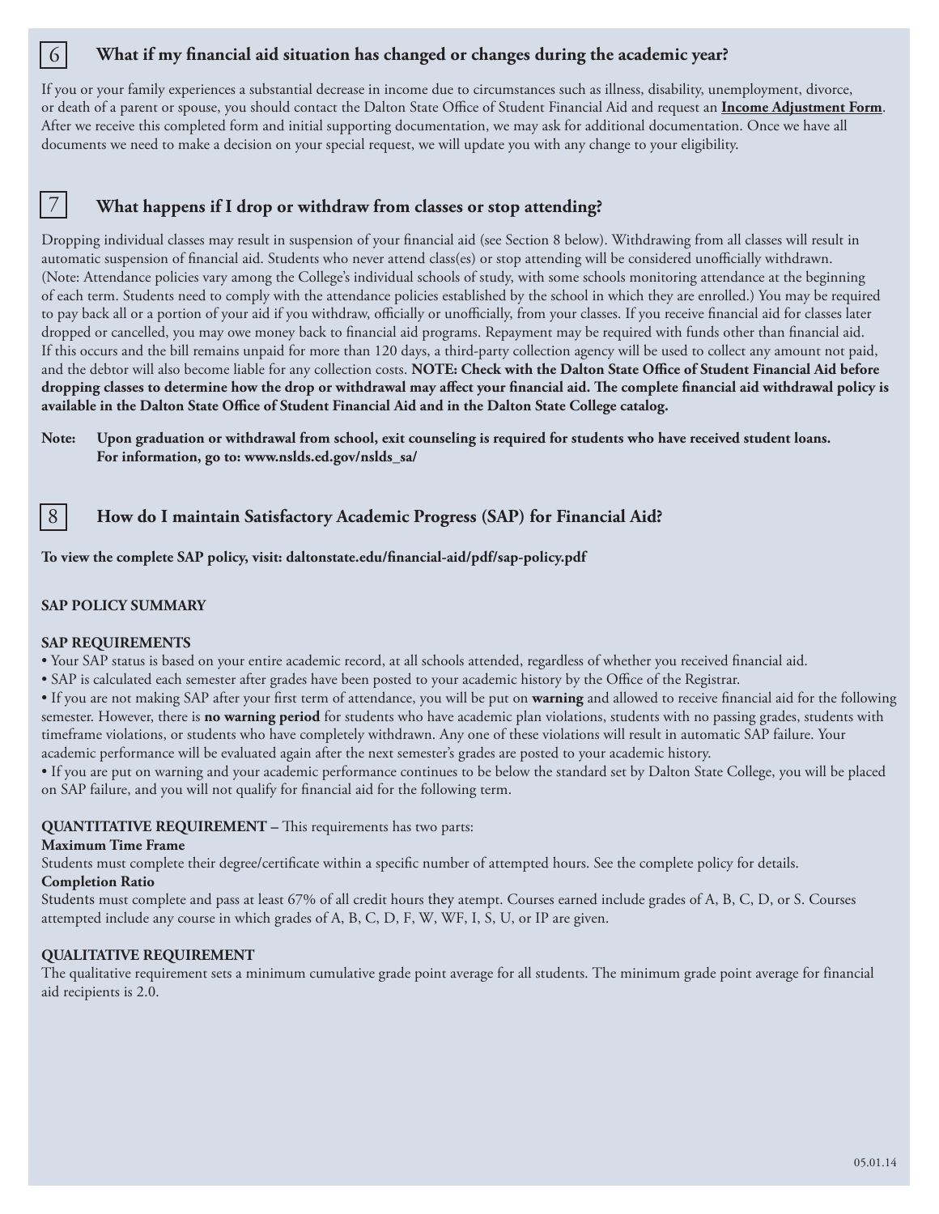## 6 What if my financial aid situation has changed or changes during the academic year?

If you or your family experiences a substantial decrease in income due to circumstances such as illness, disability, unemployment, divorce, or death of a parent or spouse, you should contact the Dalton State Office of Student Financial Aid and request an **Income Adjustment Form**. After we receive this completed form and initial supporting documentation, we may ask for additional documentation. Once we have all documents we need to make a decision on your special request, we will update you with any change to your eligibility.

## 7 What happens if I drop or withdraw from classes or stop attending?

Dropping individual classes may result in suspension of your financial aid (see Section 8 below). Withdrawing from all classes will result in automatic suspension of financial aid. Students who never attend class(es) or stop attending will be considered unofficially withdrawn. (Note: Attendance policies vary among the College's individual schools of study, with some schools monitoring attendance at the beginning of each term. Students need to comply with the attendance policies established by the school in which they are enrolled.) You may be required to pay back all or a portion of your aid if you withdraw, officially or unofficially, from your classes. If you receive financial aid for classes later dropped or cancelled, you may owe money back to financial aid programs. Repayment may be required with funds other than financial aid. If this occurs and the bill remains unpaid for more than 120 days, a third-party collection agency will be used to collect any amount not paid, and the debtor will also become liable for any collection costs. **NOTE: Check with the Dalton State Office of Student Financial Aid before dropping classes to determine how the drop or withdrawal may affect your financial aid. The complete financial aid withdrawal policy is available in the Dalton State Office of Student Financial Aid and in the Dalton State College catalog.**

**Note: Upon graduation or withdrawal from school, exit counseling is required for students who have received student loans. For information, go to: www.nslds.ed.gov/nslds_sa/**

## 8 How do I maintain Satisfactory Academic Progress (SAP) for Financial Aid?

**To view the complete SAP policy, visit: daltonstate.edu/financial-aid/pdf/sap-policy.pdf**

**SAP POLICY SUMMARY**

**SAP REQUIREMENTS**

- Your SAP status is based on your entire academic record, at all schools attended, regardless of whether you received financial aid.
- SAP is calculated each semester after grades have been posted to your academic history by the Office of the Registrar.
- If you are not making SAP after your first term of attendance, you will be put on **warning** and allowed to receive financial aid for the following semester. However, there is **no warning period** for students who have academic plan violations, students with no passing grades, students with timeframe violations, or students who have completely withdrawn. Any one of these violations will result in automatic SAP failure. Your academic performance will be evaluated again after the next semester's grades are posted to your academic history.
- If you are put on warning and your academic performance continues to be below the standard set by Dalton State College, you will be placed on SAP failure, and you will not qualify for financial aid for the following term.

**QUANTITATIVE REQUIREMENT –** This requirements has two parts:

**Maximum Time Frame**

Students must complete their degree/certificate within a specific number of attempted hours. See the complete policy for details.

**Completion Ratio**

Students must complete and pass at least 67% of all credit hours they atempt. Courses earned include grades of A, B, C, D, or S. Courses attempted include any course in which grades of A, B, C, D, F, W, WF, I, S, U, or IP are given.

**QUALITATIVE REQUIREMENT**

The qualitative requirement sets a minimum cumulative grade point average for all students. The minimum grade point average for financial aid recipients is 2.0.

05.01.14